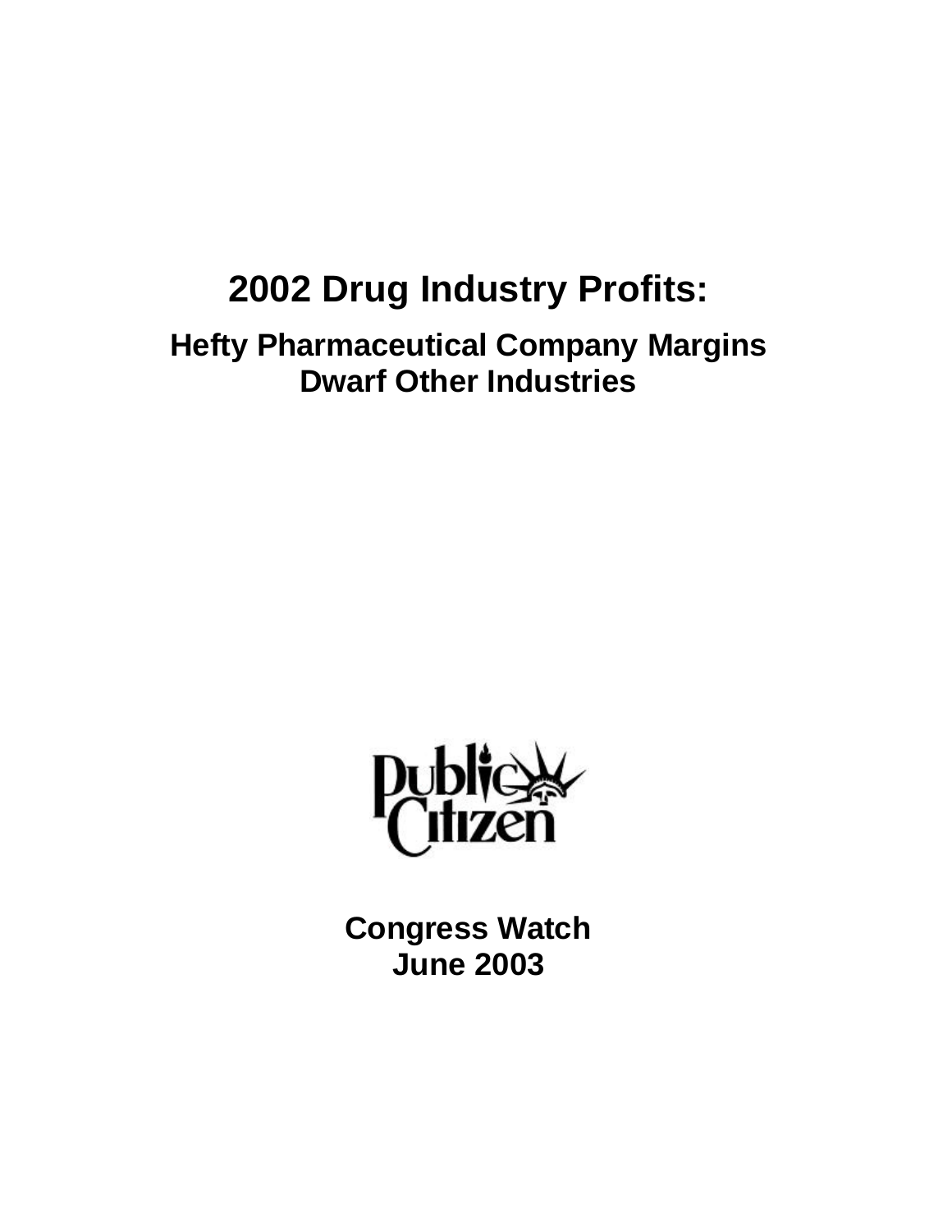# 2002 Drug Industry Profits:

## Hefty Pharmaceutical Company Margins Dwarf Other Industries

Public Citizen

**Congress Watch**
**June 2003**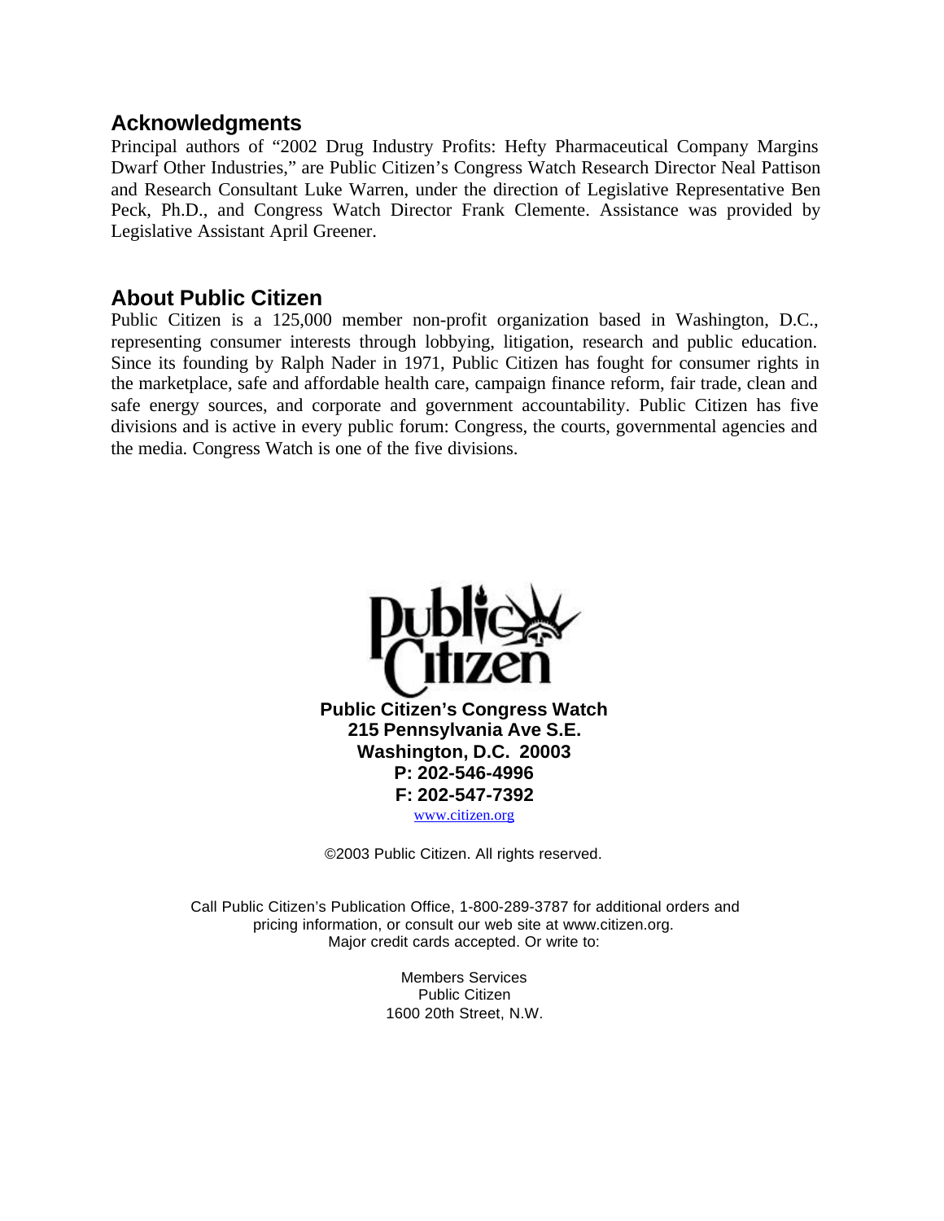## Acknowledgments

Principal authors of "2002 Drug Industry Profits: Hefty Pharmaceutical Company Margins Dwarf Other Industries," are Public Citizen's Congress Watch Research Director Neal Pattison and Research Consultant Luke Warren, under the direction of Legislative Representative Ben Peck, Ph.D., and Congress Watch Director Frank Clemente. Assistance was provided by Legislative Assistant April Greener.

## About Public Citizen

Public Citizen is a 125,000 member non-profit organization based in Washington, D.C., representing consumer interests through lobbying, litigation, research and public education. Since its founding by Ralph Nader in 1971, Public Citizen has fought for consumer rights in the marketplace, safe and affordable health care, campaign finance reform, fair trade, clean and safe energy sources, and corporate and government accountability. Public Citizen has five divisions and is active in every public forum: Congress, the courts, governmental agencies and the media. Congress Watch is one of the five divisions.

**Public Citizen's Congress Watch**
**215 Pennsylvania Ave S.E.**
**Washington, D.C. 20003**
**P: 202-546-4996**
**F: 202-547-7392**
www.citizen.org

©2003 Public Citizen. All rights reserved.

Call Public Citizen's Publication Office, 1-800-289-3787 for additional orders and pricing information, or consult our web site at www.citizen.org.
Major credit cards accepted. Or write to:

Members Services
Public Citizen
1600 20th Street, N.W.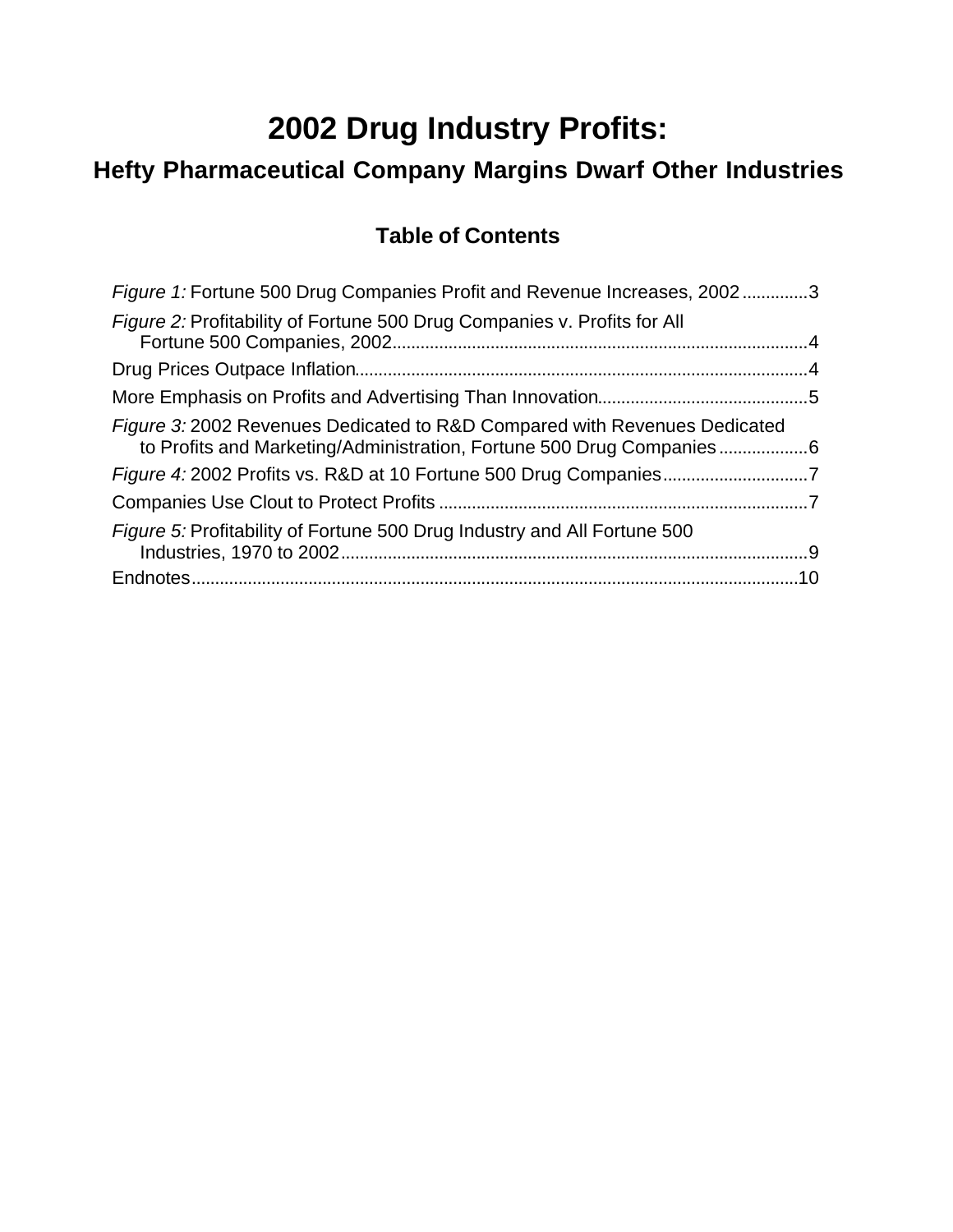# 2002 Drug Industry Profits:

## Hefty Pharmaceutical Company Margins Dwarf Other Industries

### Table of Contents

*Figure 1:* Fortune 500 Drug Companies Profit and Revenue Increases, 2002 .............3

*Figure 2:* Profitability of Fortune 500 Drug Companies v. Profits for All Fortune 500 Companies, 2002........................................................................................4

Drug Prices Outpace Inflation................................................................................................4

More Emphasis on Profits and Advertising Than Innovation.............................................5

*Figure 3:* 2002 Revenues Dedicated to R&D Compared with Revenues Dedicated to Profits and Marketing/Administration, Fortune 500 Drug Companies ..................6

*Figure 4:* 2002 Profits vs. R&D at 10 Fortune 500 Drug Companies...............................7

Companies Use Clout to Protect Profits ..............................................................................7

*Figure 5:* Profitability of Fortune 500 Drug Industry and All Fortune 500 Industries, 1970 to 2002...................................................................................................9

Endnotes.................................................................................................................................10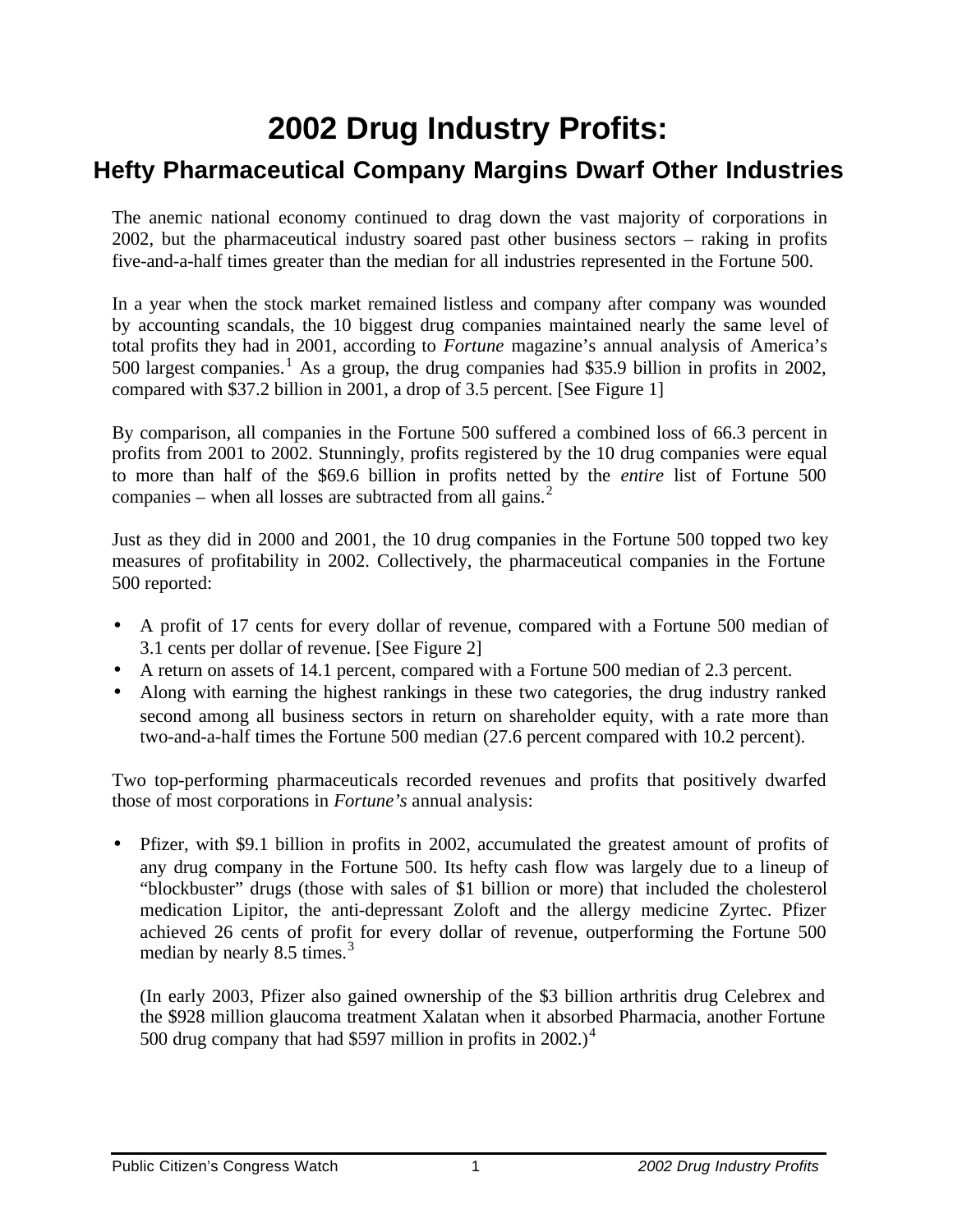# 2002 Drug Industry Profits:

## Hefty Pharmaceutical Company Margins Dwarf Other Industries

The anemic national economy continued to drag down the vast majority of corporations in 2002, but the pharmaceutical industry soared past other business sectors – raking in profits five-and-a-half times greater than the median for all industries represented in the Fortune 500.

In a year when the stock market remained listless and company after company was wounded by accounting scandals, the 10 biggest drug companies maintained nearly the same level of total profits they had in 2001, according to *Fortune* magazine's annual analysis of America's 500 largest companies.[1] As a group, the drug companies had $35.9 billion in profits in 2002, compared with $37.2 billion in 2001, a drop of 3.5 percent. [See Figure 1]

By comparison, all companies in the Fortune 500 suffered a combined loss of 66.3 percent in profits from 2001 to 2002. Stunningly, profits registered by the 10 drug companies were equal to more than half of the $69.6 billion in profits netted by the *entire* list of Fortune 500 companies – when all losses are subtracted from all gains.[2]

Just as they did in 2000 and 2001, the 10 drug companies in the Fortune 500 topped two key measures of profitability in 2002. Collectively, the pharmaceutical companies in the Fortune 500 reported:

- A profit of 17 cents for every dollar of revenue, compared with a Fortune 500 median of 3.1 cents per dollar of revenue. [See Figure 2]
- A return on assets of 14.1 percent, compared with a Fortune 500 median of 2.3 percent.
- Along with earning the highest rankings in these two categories, the drug industry ranked second among all business sectors in return on shareholder equity, with a rate more than two-and-a-half times the Fortune 500 median (27.6 percent compared with 10.2 percent).

Two top-performing pharmaceuticals recorded revenues and profits that positively dwarfed those of most corporations in *Fortune's* annual analysis:

- Pfizer, with $9.1 billion in profits in 2002, accumulated the greatest amount of profits of any drug company in the Fortune 500. Its hefty cash flow was largely due to a lineup of "blockbuster" drugs (those with sales of $1 billion or more) that included the cholesterol medication Lipitor, the anti-depressant Zoloft and the allergy medicine Zyrtec. Pfizer achieved 26 cents of profit for every dollar of revenue, outperforming the Fortune 500 median by nearly 8.5 times.[3]

  (In early 2003, Pfizer also gained ownership of the $3 billion arthritis drug Celebrex and the $928 million glaucoma treatment Xalatan when it absorbed Pharmacia, another Fortune 500 drug company that had $597 million in profits in 2002.)[4]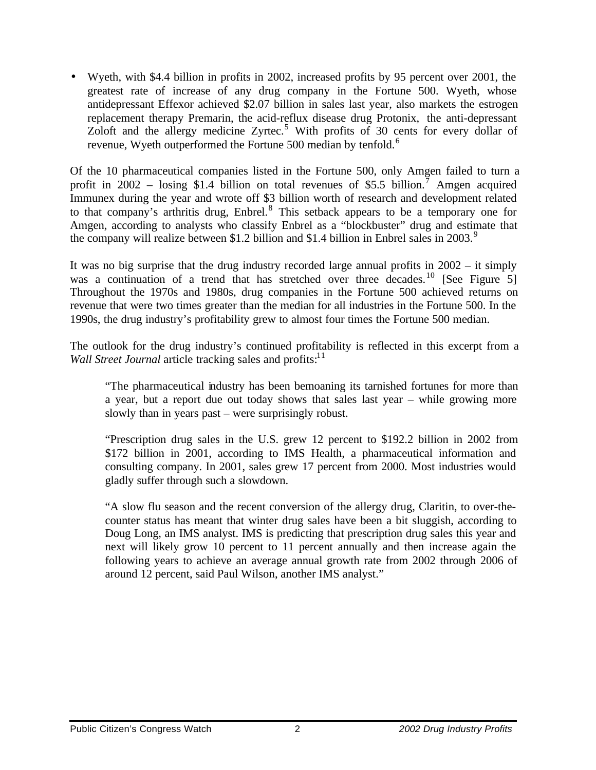- Wyeth, with $4.4 billion in profits in 2002, increased profits by 95 percent over 2001, the greatest rate of increase of any drug company in the Fortune 500. Wyeth, whose antidepressant Effexor achieved $2.07 billion in sales last year, also markets the estrogen replacement therapy Premarin, the acid-reflux disease drug Protonix, the anti-depressant Zoloft and the allergy medicine Zyrtec.[5] With profits of 30 cents for every dollar of revenue, Wyeth outperformed the Fortune 500 median by tenfold.[6]

Of the 10 pharmaceutical companies listed in the Fortune 500, only Amgen failed to turn a profit in 2002 – losing $1.4 billion on total revenues of $5.5 billion.[7] Amgen acquired Immunex during the year and wrote off $3 billion worth of research and development related to that company's arthritis drug, Enbrel.[8] This setback appears to be a temporary one for Amgen, according to analysts who classify Enbrel as a "blockbuster" drug and estimate that the company will realize between $1.2 billion and $1.4 billion in Enbrel sales in 2003.[9]

It was no big surprise that the drug industry recorded large annual profits in 2002 – it simply was a continuation of a trend that has stretched over three decades.[10] [See Figure 5] Throughout the 1970s and 1980s, drug companies in the Fortune 500 achieved returns on revenue that were two times greater than the median for all industries in the Fortune 500. In the 1990s, the drug industry's profitability grew to almost four times the Fortune 500 median.

The outlook for the drug industry's continued profitability is reflected in this excerpt from a *Wall Street Journal* article tracking sales and profits:[11]

> "The pharmaceutical industry has been bemoaning its tarnished fortunes for more than a year, but a report due out today shows that sales last year – while growing more slowly than in years past – were surprisingly robust.
>
> "Prescription drug sales in the U.S. grew 12 percent to $192.2 billion in 2002 from $172 billion in 2001, according to IMS Health, a pharmaceutical information and consulting company. In 2001, sales grew 17 percent from 2000. Most industries would gladly suffer through such a slowdown.
>
> "A slow flu season and the recent conversion of the allergy drug, Claritin, to over-the-counter status has meant that winter drug sales have been a bit sluggish, according to Doug Long, an IMS analyst. IMS is predicting that prescription drug sales this year and next will likely grow 10 percent to 11 percent annually and then increase again the following years to achieve an average annual growth rate from 2002 through 2006 of around 12 percent, said Paul Wilson, another IMS analyst."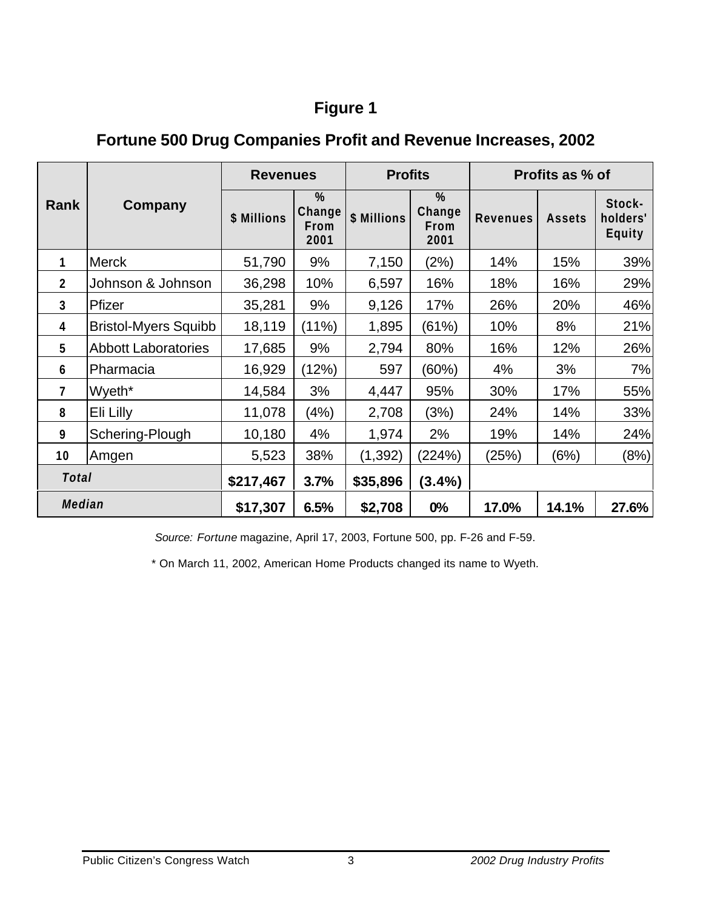# Figure 1

## Fortune 500 Drug Companies Profit and Revenue Increases, 2002

| Rank | Company | Revenues | | Profits | | Profits as % of | | |
|---|---|---|---|---|---|---|---|---|
| | | $ Millions | % Change From 2001 | $ Millions | % Change From 2001 | Revenues | Assets | Stock-holders' Equity |
| 1 | Merck | 51,790 | 9% | 7,150 | (2%) | 14% | 15% | 39% |
| 2 | Johnson & Johnson | 36,298 | 10% | 6,597 | 16% | 18% | 16% | 29% |
| 3 | Pfizer | 35,281 | 9% | 9,126 | 17% | 26% | 20% | 46% |
| 4 | Bristol-Myers Squibb | 18,119 | (11%) | 1,895 | (61%) | 10% | 8% | 21% |
| 5 | Abbott Laboratories | 17,685 | 9% | 2,794 | 80% | 16% | 12% | 26% |
| 6 | Pharmacia | 16,929 | (12%) | 597 | (60%) | 4% | 3% | 7% |
| 7 | Wyeth* | 14,584 | 3% | 4,447 | 95% | 30% | 17% | 55% |
| 8 | Eli Lilly | 11,078 | (4%) | 2,708 | (3%) | 24% | 14% | 33% |
| 9 | Schering-Plough | 10,180 | 4% | 1,974 | 2% | 19% | 14% | 24% |
| 10 | Amgen | 5,523 | 38% | (1,392) | (224%) | (25%) | (6%) | (8%) |
| *Total* | | **$217,467** | **3.7%** | **$35,896** | **(3.4%)** | | | |
| *Median* | | **$17,307** | **6.5%** | **$2,708** | **0%** | **17.0%** | **14.1%** | **27.6%** |

*Source: Fortune* magazine, April 17, 2003, Fortune 500, pp. F-26 and F-59.

* On March 11, 2002, American Home Products changed its name to Wyeth.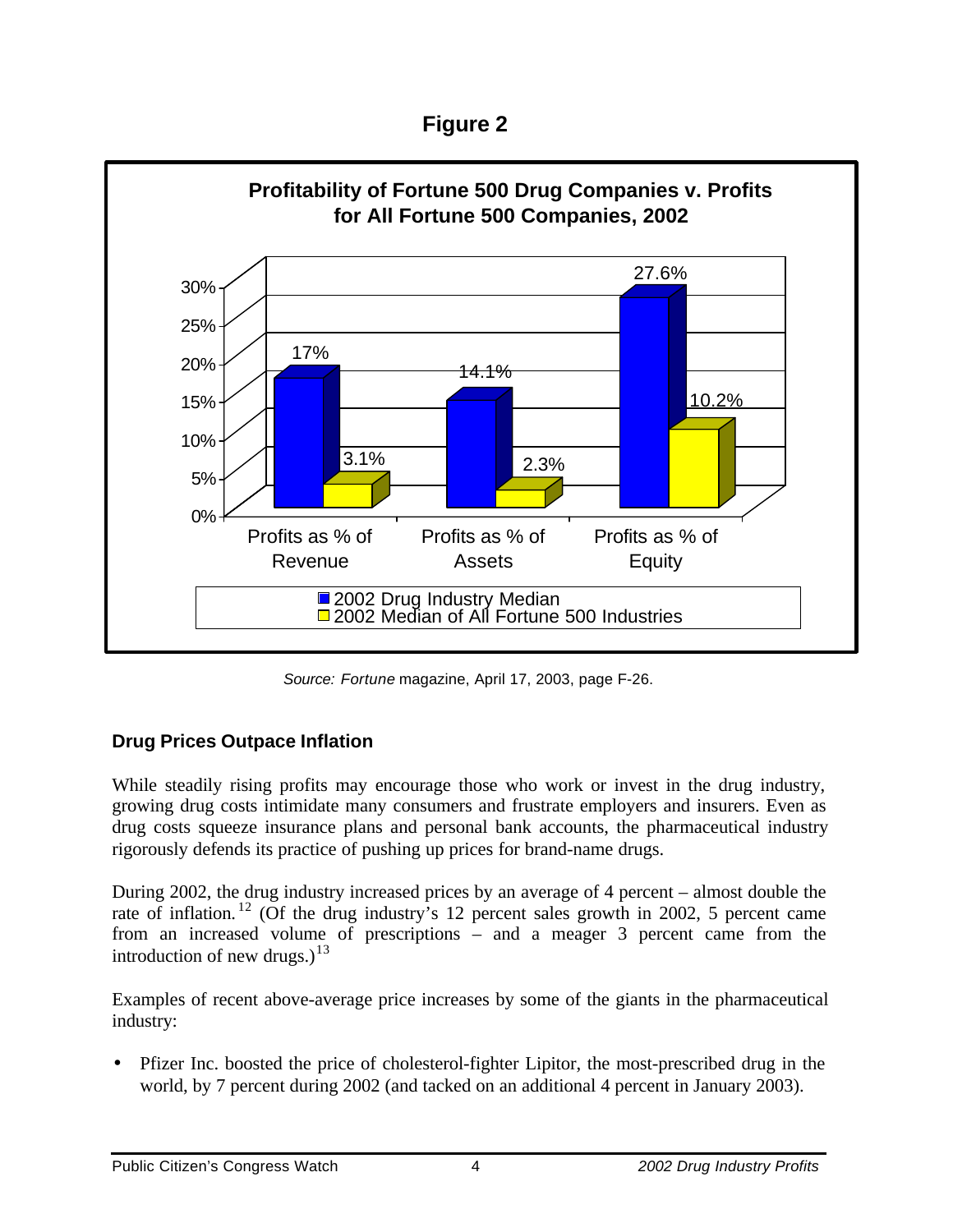**Figure 2**

**Profitability of Fortune 500 Drug Companies v. Profits for All Fortune 500 Companies, 2002**

| | Profits as % of Revenue | Profits as % of Assets | Profits as % of Equity |
|---|---|---|---|
| 2002 Drug Industry Median | 17% | 14.1% | 27.6% |
| 2002 Median of All Fortune 500 Industries | 3.1% | 2.3% | 10.2% |

*Source: Fortune* magazine, April 17, 2003, page F-26.

### Drug Prices Outpace Inflation

While steadily rising profits may encourage those who work or invest in the drug industry, growing drug costs intimidate many consumers and frustrate employers and insurers. Even as drug costs squeeze insurance plans and personal bank accounts, the pharmaceutical industry rigorously defends its practice of pushing up prices for brand-name drugs.

During 2002, the drug industry increased prices by an average of 4 percent – almost double the rate of inflation.[12] (Of the drug industry's 12 percent sales growth in 2002, 5 percent came from an increased volume of prescriptions – and a meager 3 percent came from the introduction of new drugs.)[13]

Examples of recent above-average price increases by some of the giants in the pharmaceutical industry:

- Pfizer Inc. boosted the price of cholesterol-fighter Lipitor, the most-prescribed drug in the world, by 7 percent during 2002 (and tacked on an additional 4 percent in January 2003).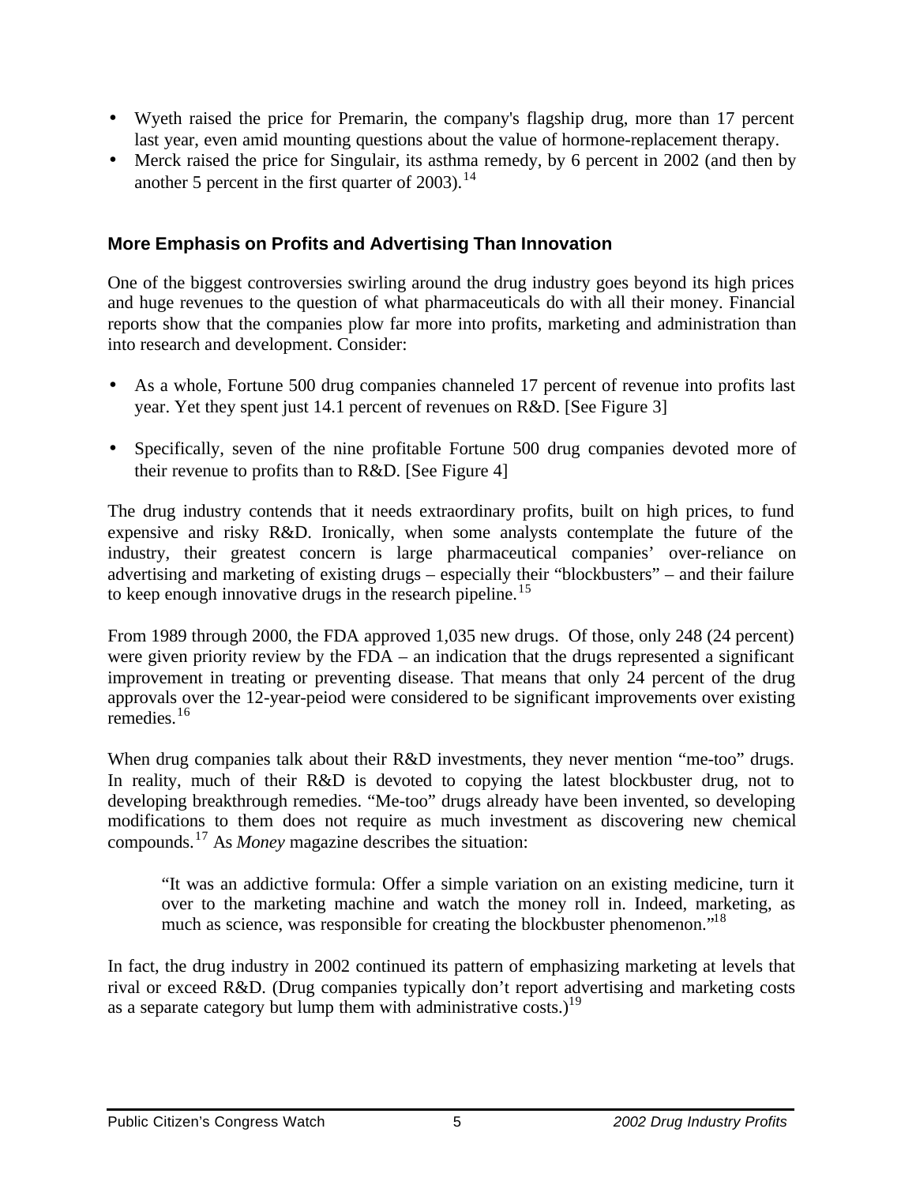- Wyeth raised the price for Premarin, the company's flagship drug, more than 17 percent last year, even amid mounting questions about the value of hormone-replacement therapy.
- Merck raised the price for Singulair, its asthma remedy, by 6 percent in 2002 (and then by another 5 percent in the first quarter of 2003).[14]

### More Emphasis on Profits and Advertising Than Innovation

One of the biggest controversies swirling around the drug industry goes beyond its high prices and huge revenues to the question of what pharmaceuticals do with all their money. Financial reports show that the companies plow far more into profits, marketing and administration than into research and development. Consider:

- As a whole, Fortune 500 drug companies channeled 17 percent of revenue into profits last year. Yet they spent just 14.1 percent of revenues on R&D. [See Figure 3]

- Specifically, seven of the nine profitable Fortune 500 drug companies devoted more of their revenue to profits than to R&D. [See Figure 4]

The drug industry contends that it needs extraordinary profits, built on high prices, to fund expensive and risky R&D. Ironically, when some analysts contemplate the future of the industry, their greatest concern is large pharmaceutical companies' over-reliance on advertising and marketing of existing drugs – especially their "blockbusters" – and their failure to keep enough innovative drugs in the research pipeline.[15]

From 1989 through 2000, the FDA approved 1,035 new drugs. Of those, only 248 (24 percent) were given priority review by the FDA – an indication that the drugs represented a significant improvement in treating or preventing disease. That means that only 24 percent of the drug approvals over the 12-year-peiod were considered to be significant improvements over existing remedies.[16]

When drug companies talk about their R&D investments, they never mention "me-too" drugs. In reality, much of their R&D is devoted to copying the latest blockbuster drug, not to developing breakthrough remedies. "Me-too" drugs already have been invented, so developing modifications to them does not require as much investment as discovering new chemical compounds.[17] As *Money* magazine describes the situation:

> "It was an addictive formula: Offer a simple variation on an existing medicine, turn it over to the marketing machine and watch the money roll in. Indeed, marketing, as much as science, was responsible for creating the blockbuster phenomenon."[18]

In fact, the drug industry in 2002 continued its pattern of emphasizing marketing at levels that rival or exceed R&D. (Drug companies typically don't report advertising and marketing costs as a separate category but lump them with administrative costs.)[19]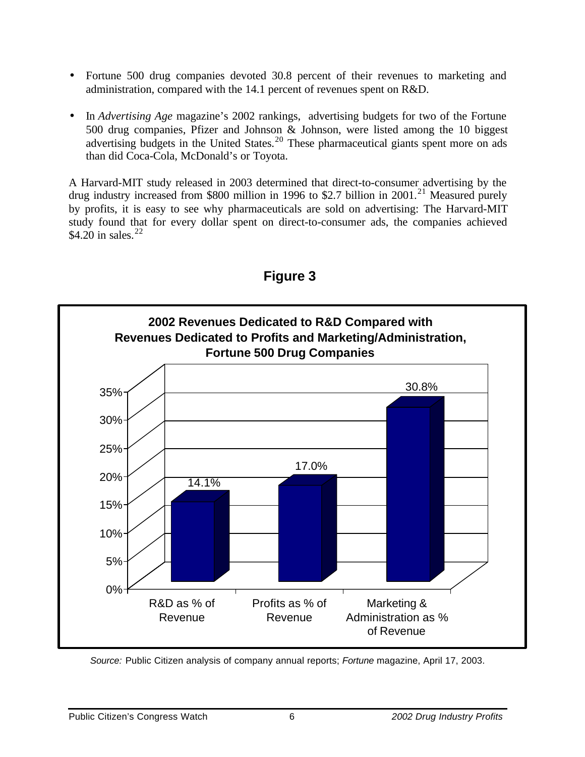- Fortune 500 drug companies devoted 30.8 percent of their revenues to marketing and administration, compared with the 14.1 percent of revenues spent on R&D.

- In *Advertising Age* magazine's 2002 rankings, advertising budgets for two of the Fortune 500 drug companies, Pfizer and Johnson & Johnson, were listed among the 10 biggest advertising budgets in the United States.[20] These pharmaceutical giants spent more on ads than did Coca-Cola, McDonald's or Toyota.

A Harvard-MIT study released in 2003 determined that direct-to-consumer advertising by the drug industry increased from $800 million in 1996 to $2.7 billion in 2001.[21] Measured purely by profits, it is easy to see why pharmaceuticals are sold on advertising: The Harvard-MIT study found that for every dollar spent on direct-to-consumer ads, the companies achieved $4.20 in sales.[22]

## Figure 3

**2002 Revenues Dedicated to R&D Compared with Revenues Dedicated to Profits and Marketing/Administration, Fortune 500 Drug Companies**

| Category | Percentage |
|---|---|
| R&D as % of Revenue | 14.1% |
| Profits as % of Revenue | 17.0% |
| Marketing & Administration as % of Revenue | 30.8% |

*Source:* Public Citizen analysis of company annual reports; *Fortune* magazine, April 17, 2003.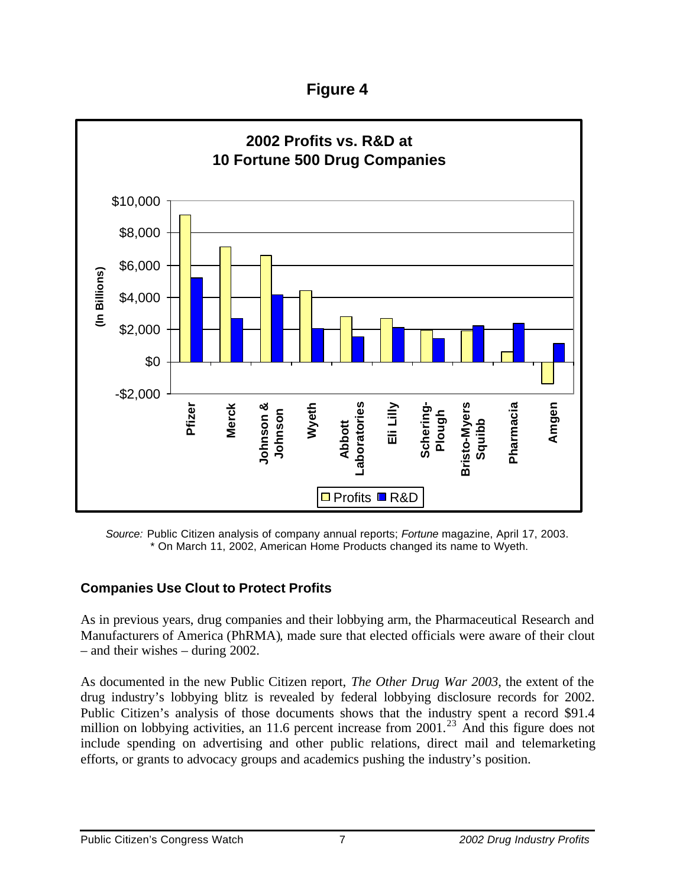# Figure 4

**2002 Profits vs. R&D at 10 Fortune 500 Drug Companies**

*Source:* Public Citizen analysis of company annual reports; *Fortune* magazine, April 17, 2003.
\* On March 11, 2002, American Home Products changed its name to Wyeth.

## Companies Use Clout to Protect Profits

As in previous years, drug companies and their lobbying arm, the Pharmaceutical Research and Manufacturers of America (PhRMA), made sure that elected officials were aware of their clout – and their wishes – during 2002.

As documented in the new Public Citizen report, *The Other Drug War 2003*, the extent of the drug industry's lobbying blitz is revealed by federal lobbying disclosure records for 2002. Public Citizen's analysis of those documents shows that the industry spent a record $91.4 million on lobbying activities, an 11.6 percent increase from 2001.[23] And this figure does not include spending on advertising and other public relations, direct mail and telemarketing efforts, or grants to advocacy groups and academics pushing the industry's position.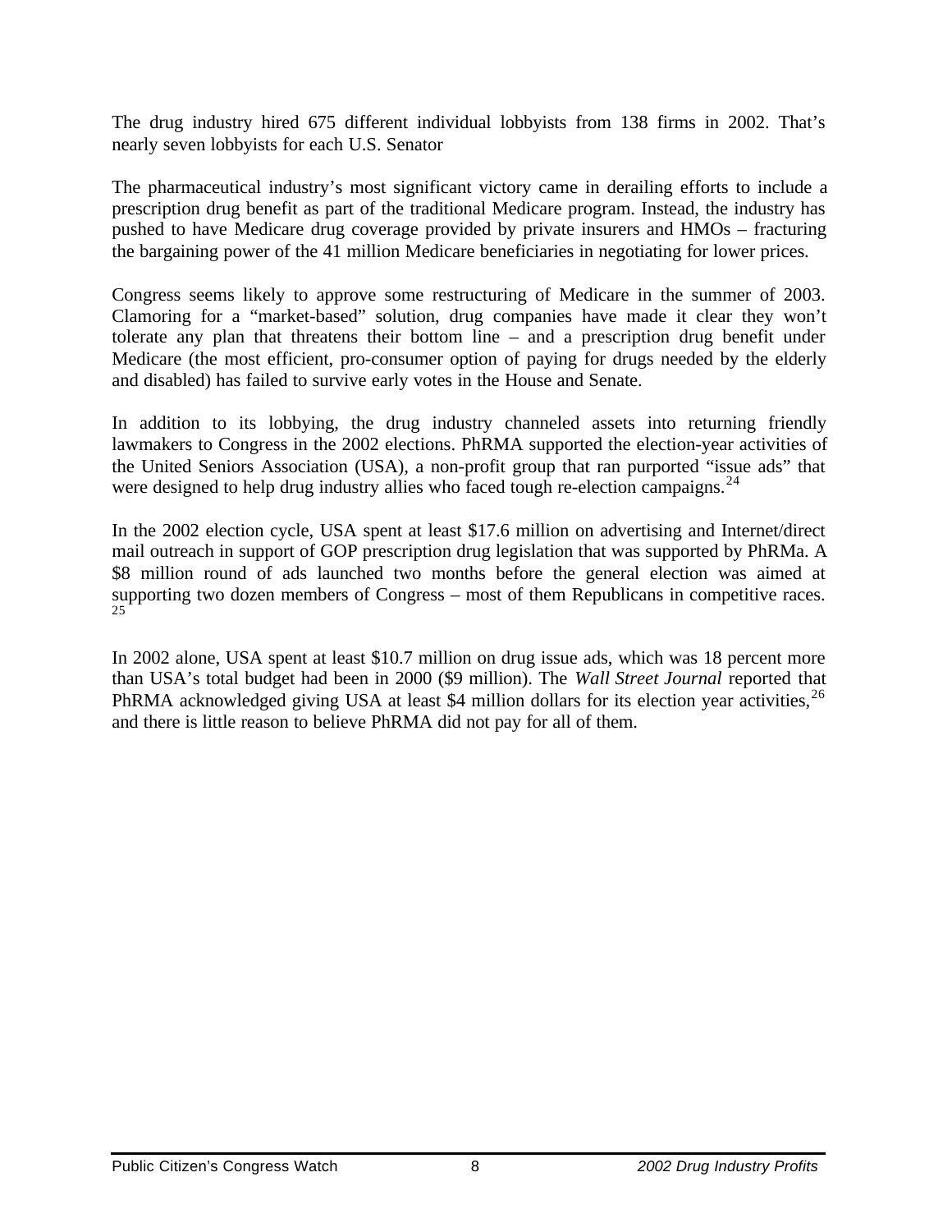The drug industry hired 675 different individual lobbyists from 138 firms in 2002. That's nearly seven lobbyists for each U.S. Senator

The pharmaceutical industry's most significant victory came in derailing efforts to include a prescription drug benefit as part of the traditional Medicare program. Instead, the industry has pushed to have Medicare drug coverage provided by private insurers and HMOs – fracturing the bargaining power of the 41 million Medicare beneficiaries in negotiating for lower prices.

Congress seems likely to approve some restructuring of Medicare in the summer of 2003. Clamoring for a "market-based" solution, drug companies have made it clear they won't tolerate any plan that threatens their bottom line – and a prescription drug benefit under Medicare (the most efficient, pro-consumer option of paying for drugs needed by the elderly and disabled) has failed to survive early votes in the House and Senate.

In addition to its lobbying, the drug industry channeled assets into returning friendly lawmakers to Congress in the 2002 elections. PhRMA supported the election-year activities of the United Seniors Association (USA), a non-profit group that ran purported "issue ads" that were designed to help drug industry allies who faced tough re-election campaigns.[24]

In the 2002 election cycle, USA spent at least $17.6 million on advertising and Internet/direct mail outreach in support of GOP prescription drug legislation that was supported by PhRMa. A $8 million round of ads launched two months before the general election was aimed at supporting two dozen members of Congress – most of them Republicans in competitive races.[25]

In 2002 alone, USA spent at least $10.7 million on drug issue ads, which was 18 percent more than USA's total budget had been in 2000 ($9 million). The *Wall Street Journal* reported that PhRMA acknowledged giving USA at least $4 million dollars for its election year activities,[26] and there is little reason to believe PhRMA did not pay for all of them.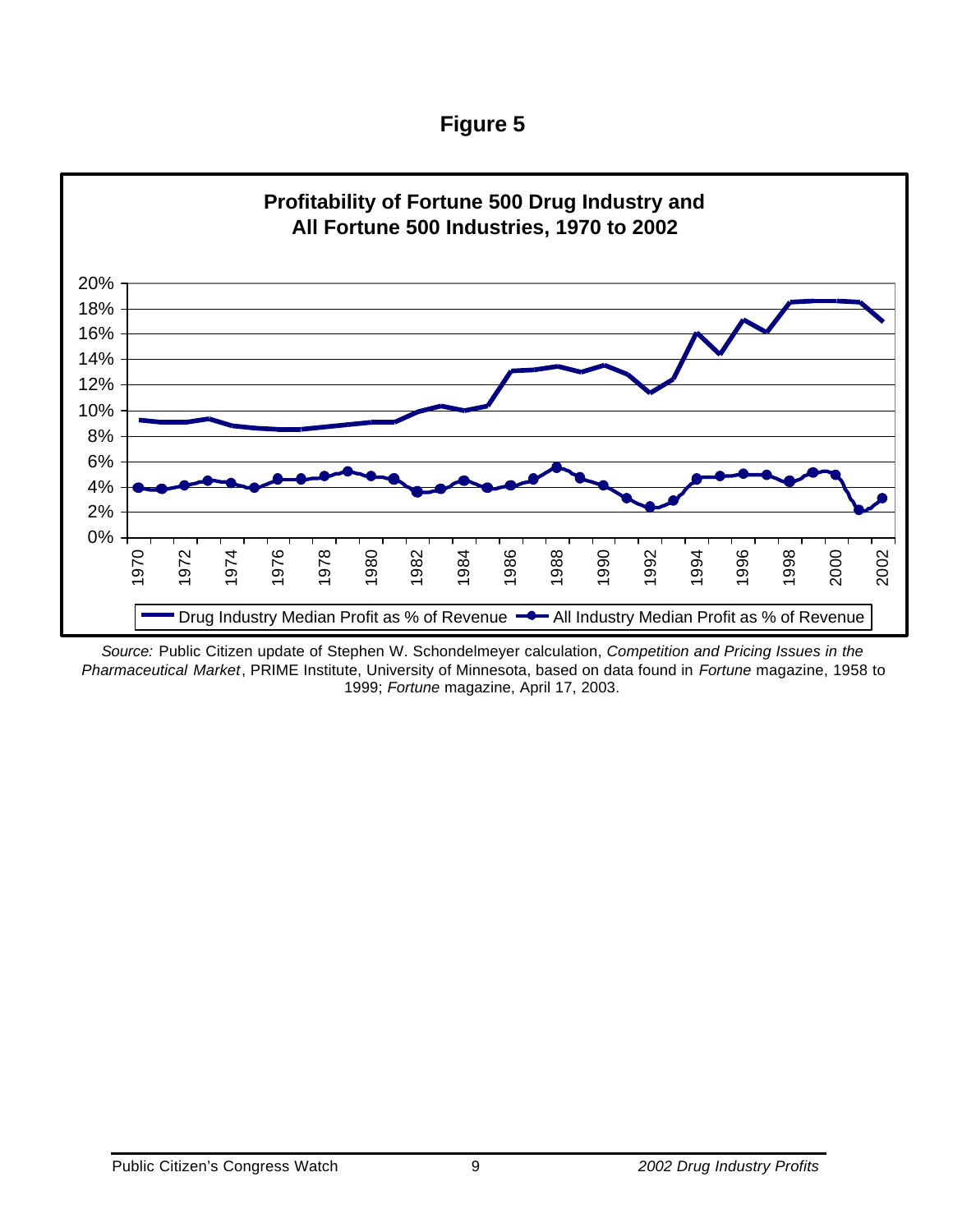## Figure 5

**Profitability of Fortune 500 Drug Industry and All Fortune 500 Industries, 1970 to 2002**

*Source:* Public Citizen update of Stephen W. Schondelmeyer calculation, *Competition and Pricing Issues in the Pharmaceutical Market*, PRIME Institute, University of Minnesota, based on data found in *Fortune* magazine, 1958 to 1999; *Fortune* magazine, April 17, 2003.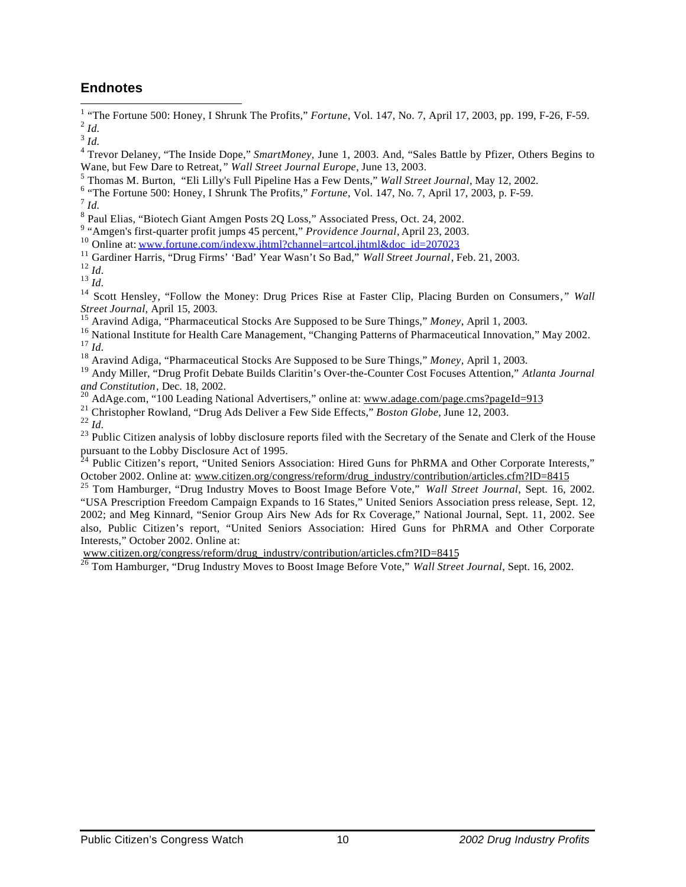## Endnotes

[1] "The Fortune 500: Honey, I Shrunk The Profits," *Fortune*, Vol. 147, No. 7, April 17, 2003, pp. 199, F-26, F-59.

[2] *Id.*

[3] *Id.*

[4] Trevor Delaney, "The Inside Dope," *SmartMoney*, June 1, 2003. And, "Sales Battle by Pfizer, Others Begins to Wane, but Few Dare to Retreat," *Wall Street Journal Europe*, June 13, 2003.

[5] Thomas M. Burton, "Eli Lilly's Full Pipeline Has a Few Dents," *Wall Street Journal*, May 12, 2002.

[6] "The Fortune 500: Honey, I Shrunk The Profits," *Fortune*, Vol. 147, No. 7, April 17, 2003, p. F-59.

[7] *Id.*

[8] Paul Elias, "Biotech Giant Amgen Posts 2Q Loss," Associated Press, Oct. 24, 2002.

[9] "Amgen's first-quarter profit jumps 45 percent," *Providence Journal*, April 23, 2003.

[10] Online at: www.fortune.com/indexw.jhtml?channel=artcol.jhtml&doc_id=207023

[11] Gardiner Harris, "Drug Firms' 'Bad' Year Wasn't So Bad," *Wall Street Journal*, Feb. 21, 2003.

[12] *Id.*

[13] *Id.*

[14] Scott Hensley, "Follow the Money: Drug Prices Rise at Faster Clip, Placing Burden on Consumers," *Wall Street Journal*, April 15, 2003.

[15] Aravind Adiga, "Pharmaceutical Stocks Are Supposed to be Sure Things," *Money*, April 1, 2003.

[16] National Institute for Health Care Management, "Changing Patterns of Pharmaceutical Innovation," May 2002.

[17] *Id.*

[18] Aravind Adiga, "Pharmaceutical Stocks Are Supposed to be Sure Things," *Money*, April 1, 2003.

[19] Andy Miller, "Drug Profit Debate Builds Claritin's Over-the-Counter Cost Focuses Attention," *Atlanta Journal and Constitution*, Dec. 18, 2002.

[20] AdAge.com, "100 Leading National Advertisers," online at: www.adage.com/page.cms?pageId=913

[21] Christopher Rowland, "Drug Ads Deliver a Few Side Effects," *Boston Globe*, June 12, 2003.

[22] *Id.*

[23] Public Citizen analysis of lobby disclosure reports filed with the Secretary of the Senate and Clerk of the House pursuant to the Lobby Disclosure Act of 1995.

[24] Public Citizen's report, "United Seniors Association: Hired Guns for PhRMA and Other Corporate Interests," October 2002. Online at: www.citizen.org/congress/reform/drug_industry/contribution/articles.cfm?ID=8415

[25] Tom Hamburger, "Drug Industry Moves to Boost Image Before Vote," *Wall Street Journal*, Sept. 16, 2002. "USA Prescription Freedom Campaign Expands to 16 States," United Seniors Association press release, Sept. 12, 2002; and Meg Kinnard, "Senior Group Airs New Ads for Rx Coverage," National Journal, Sept. 11, 2002. See also, Public Citizen's report, "United Seniors Association: Hired Guns for PhRMA and Other Corporate Interests," October 2002. Online at: www.citizen.org/congress/reform/drug_industry/contribution/articles.cfm?ID=8415

[26] Tom Hamburger, "Drug Industry Moves to Boost Image Before Vote," *Wall Street Journal*, Sept. 16, 2002.